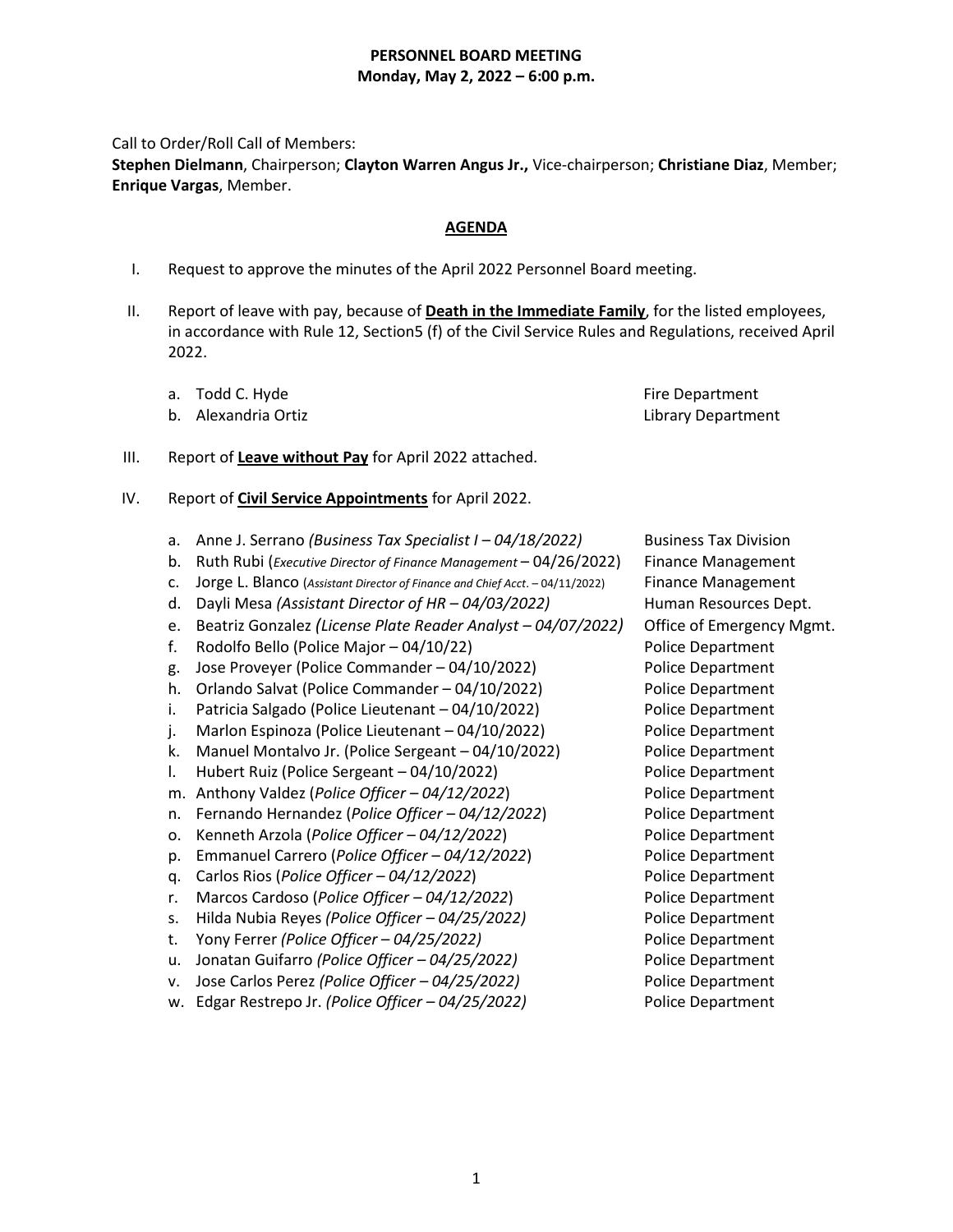# PERSONNEL BOARD MEETING
## Monday, May 2, 2022 – 6:00 p.m.

Call to Order/Roll Call of Members:
**Stephen Dielmann**, Chairperson; **Clayton Warren Angus Jr.,** Vice-chairperson; **Christiane Diaz**, Member; **Enrique Vargas**, Member.

## AGENDA

I. Request to approve the minutes of the April 2022 Personnel Board meeting.

II. Report of leave with pay, because of **Death in the Immediate Family**, for the listed employees, in accordance with Rule 12, Section5 (f) of the Civil Service Rules and Regulations, received April 2022.

a. Todd C. Hyde — Fire Department
b. Alexandria Ortiz — Library Department

III. Report of **Leave without Pay** for April 2022 attached.

IV. Report of **Civil Service Appointments** for April 2022.

a. Anne J. Serrano *(Business Tax Specialist I – 04/18/2022)* — Business Tax Division
b. Ruth Rubi (*Executive Director of Finance Management* – 04/26/2022) — Finance Management
c. Jorge L. Blanco (*Assistant Director of Finance and Chief Acct*. – 04/11/2022) — Finance Management
d. Dayli Mesa *(Assistant Director of HR – 04/03/2022)* — Human Resources Dept.
e. Beatriz Gonzalez *(License Plate Reader Analyst – 04/07/2022)* — Office of Emergency Mgmt.
f. Rodolfo Bello (Police Major – 04/10/22) — Police Department
g. Jose Proveyer (Police Commander – 04/10/2022) — Police Department
h. Orlando Salvat (Police Commander – 04/10/2022) — Police Department
i. Patricia Salgado (Police Lieutenant – 04/10/2022) — Police Department
j. Marlon Espinoza (Police Lieutenant – 04/10/2022) — Police Department
k. Manuel Montalvo Jr. (Police Sergeant – 04/10/2022) — Police Department
l. Hubert Ruiz (Police Sergeant – 04/10/2022) — Police Department
m. Anthony Valdez (*Police Officer – 04/12/2022*) — Police Department
n. Fernando Hernandez (*Police Officer – 04/12/2022*) — Police Department
o. Kenneth Arzola (*Police Officer – 04/12/2022*) — Police Department
p. Emmanuel Carrero (*Police Officer – 04/12/2022*) — Police Department
q. Carlos Rios (*Police Officer – 04/12/2022*) — Police Department
r. Marcos Cardoso (*Police Officer – 04/12/2022*) — Police Department
s. Hilda Nubia Reyes *(Police Officer – 04/25/2022)* — Police Department
t. Yony Ferrer *(Police Officer – 04/25/2022)* — Police Department
u. Jonatan Guifarro *(Police Officer – 04/25/2022)* — Police Department
v. Jose Carlos Perez *(Police Officer – 04/25/2022)* — Police Department
w. Edgar Restrepo Jr. *(Police Officer – 04/25/2022)* — Police Department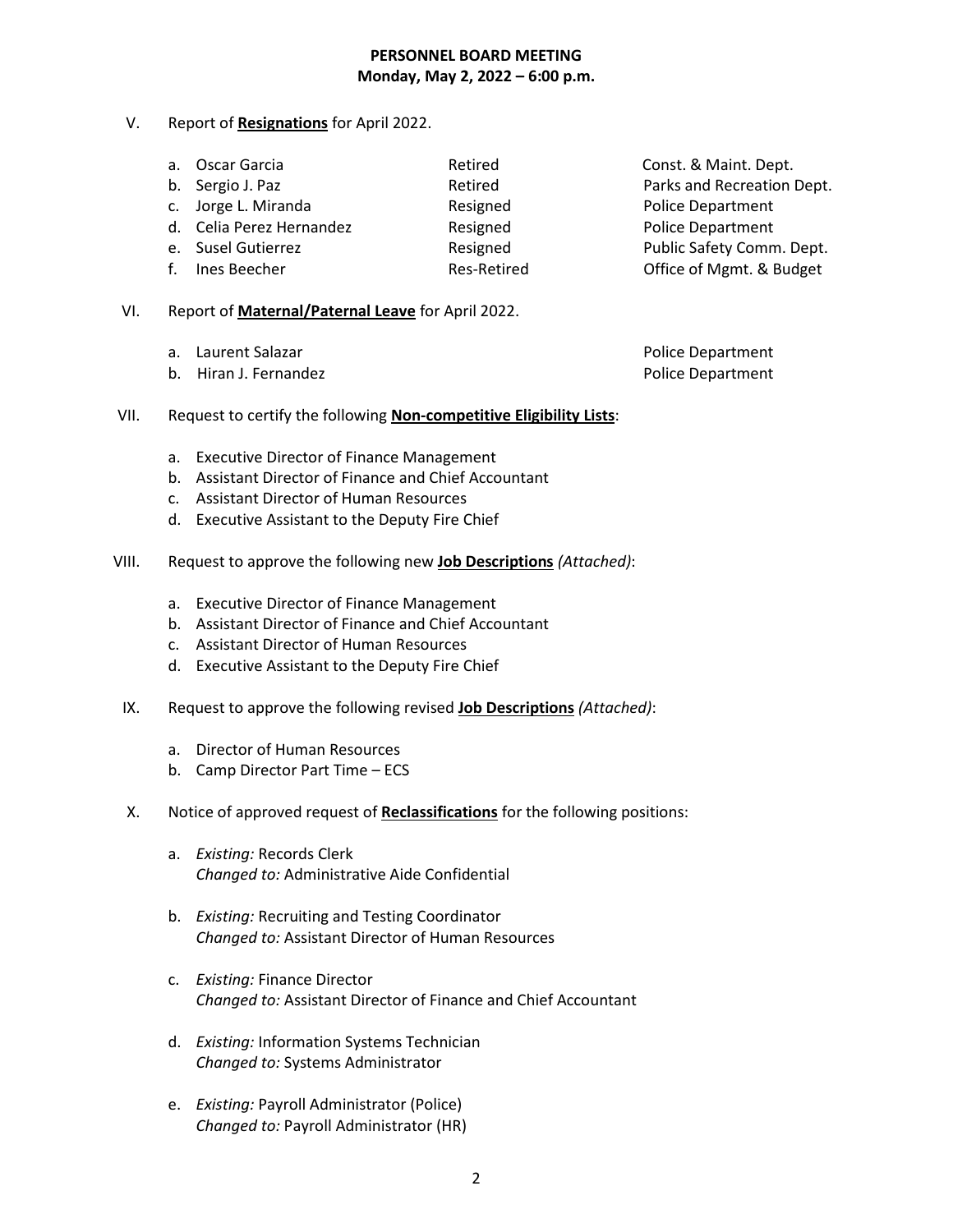**PERSONNEL BOARD MEETING**
**Monday, May 2, 2022 – 6:00 p.m.**

V. Report of **Resignations** for April 2022.

| | Name | Status | Department |
|---|---|---|---|
| a. | Oscar Garcia | Retired | Const. & Maint. Dept. |
| b. | Sergio J. Paz | Retired | Parks and Recreation Dept. |
| c. | Jorge L. Miranda | Resigned | Police Department |
| d. | Celia Perez Hernandez | Resigned | Police Department |
| e. | Susel Gutierrez | Resigned | Public Safety Comm. Dept. |
| f. | Ines Beecher | Res-Retired | Office of Mgmt. & Budget |

VI. Report of **Maternal/Paternal Leave** for April 2022.

| | Name | Department |
|---|---|---|
| a. | Laurent Salazar | Police Department |
| b. | Hiran J. Fernandez | Police Department |

VII. Request to certify the following **Non-competitive Eligibility Lists**:

a. Executive Director of Finance Management
b. Assistant Director of Finance and Chief Accountant
c. Assistant Director of Human Resources
d. Executive Assistant to the Deputy Fire Chief

VIII. Request to approve the following new **Job Descriptions** *(Attached)*:

a. Executive Director of Finance Management
b. Assistant Director of Finance and Chief Accountant
c. Assistant Director of Human Resources
d. Executive Assistant to the Deputy Fire Chief

IX. Request to approve the following revised **Job Descriptions** *(Attached)*:

a. Director of Human Resources
b. Camp Director Part Time – ECS

X. Notice of approved request of **Reclassifications** for the following positions:

a. *Existing:* Records Clerk
*Changed to:* Administrative Aide Confidential

b. *Existing:* Recruiting and Testing Coordinator
*Changed to:* Assistant Director of Human Resources

c. *Existing:* Finance Director
*Changed to:* Assistant Director of Finance and Chief Accountant

d. *Existing:* Information Systems Technician
*Changed to:* Systems Administrator

e. *Existing:* Payroll Administrator (Police)
*Changed to:* Payroll Administrator (HR)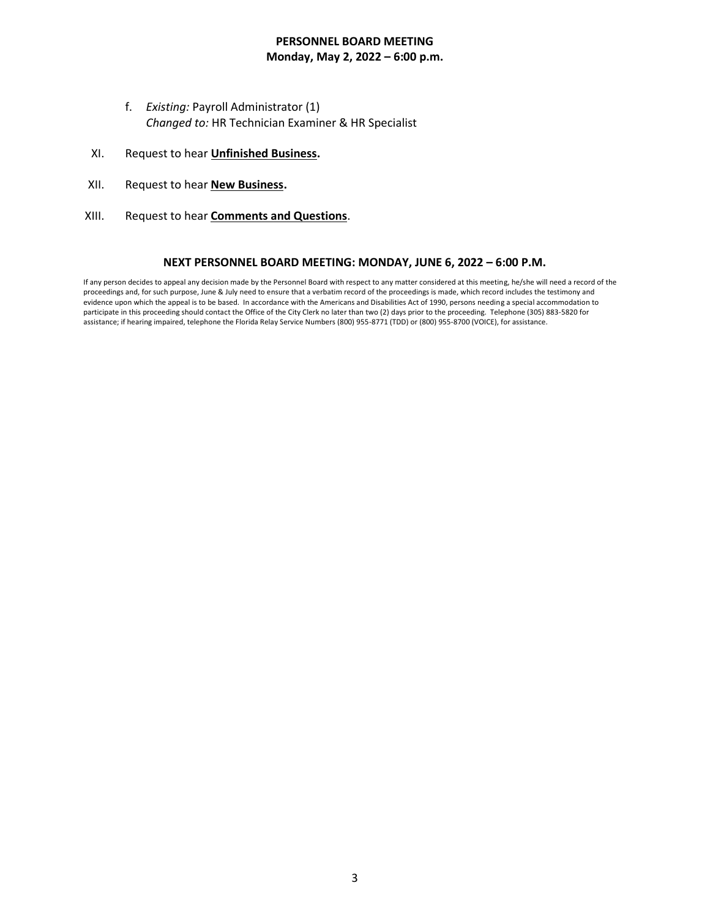f. *Existing:* Payroll Administrator (1)
   *Changed to:* HR Technician Examiner & HR Specialist

XI. Request to hear **Unfinished Business.**

XII. Request to hear **New Business.**

XIII. Request to hear **Comments and Questions**.

**NEXT PERSONNEL BOARD MEETING: MONDAY, JUNE 6, 2022 – 6:00 P.M.**

If any person decides to appeal any decision made by the Personnel Board with respect to any matter considered at this meeting, he/she will need a record of the proceedings and, for such purpose, June & July need to ensure that a verbatim record of the proceedings is made, which record includes the testimony and evidence upon which the appeal is to be based. In accordance with the Americans and Disabilities Act of 1990, persons needing a special accommodation to participate in this proceeding should contact the Office of the City Clerk no later than two (2) days prior to the proceeding. Telephone (305) 883-5820 for assistance; if hearing impaired, telephone the Florida Relay Service Numbers (800) 955-8771 (TDD) or (800) 955-8700 (VOICE), for assistance.